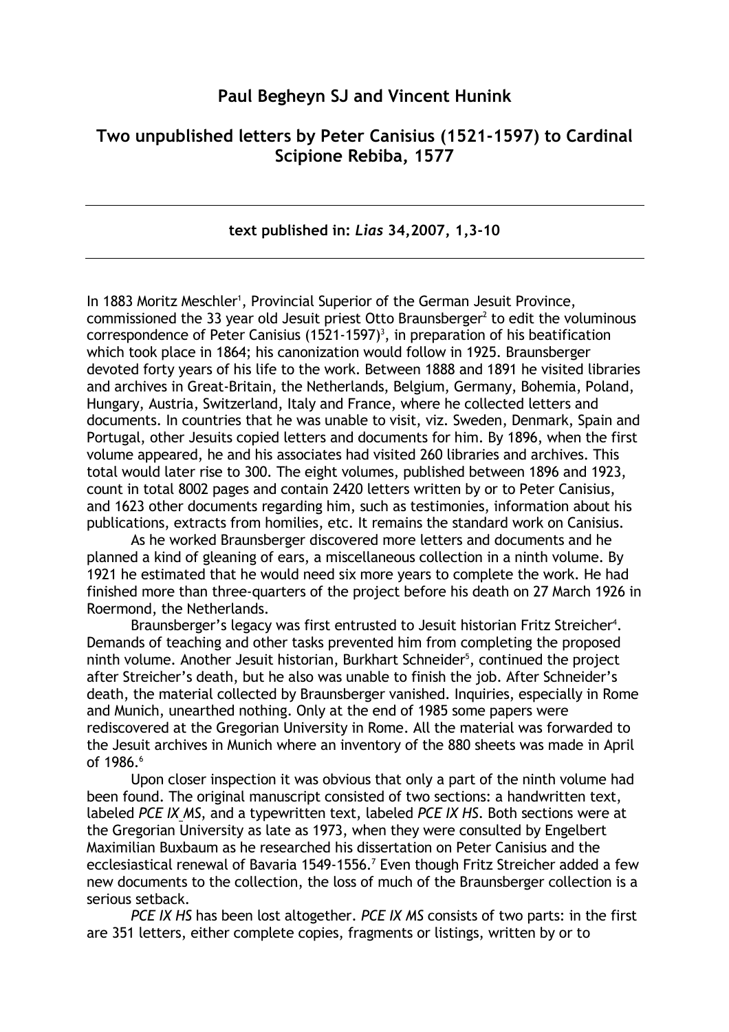## Paul Begheyn SJ and Vincent Hunink

## Two unpublished letters by Peter Canisius (1521-1597) to Cardinal Scipione Rebiba, 1577

---

**text published in: *Lias* 34,2007, 1,3-10**

---

In 1883 Moritz Meschler[1], Provincial Superior of the German Jesuit Province, commissioned the 33 year old Jesuit priest Otto Braunsberger[2] to edit the voluminous correspondence of Peter Canisius (1521-1597)[3], in preparation of his beatification which took place in 1864; his canonization would follow in 1925. Braunsberger devoted forty years of his life to the work. Between 1888 and 1891 he visited libraries and archives in Great-Britain, the Netherlands, Belgium, Germany, Bohemia, Poland, Hungary, Austria, Switzerland, Italy and France, where he collected letters and documents. In countries that he was unable to visit, viz. Sweden, Denmark, Spain and Portugal, other Jesuits copied letters and documents for him. By 1896, when the first volume appeared, he and his associates had visited 260 libraries and archives. This total would later rise to 300. The eight volumes, published between 1896 and 1923, count in total 8002 pages and contain 2420 letters written by or to Peter Canisius, and 1623 other documents regarding him, such as testimonies, information about his publications, extracts from homilies, etc. It remains the standard work on Canisius.

As he worked Braunsberger discovered more letters and documents and he planned a kind of gleaning of ears, a miscellaneous collection in a ninth volume. By 1921 he estimated that he would need six more years to complete the work. He had finished more than three-quarters of the project before his death on 27 March 1926 in Roermond, the Netherlands.

Braunsberger's legacy was first entrusted to Jesuit historian Fritz Streicher[4]. Demands of teaching and other tasks prevented him from completing the proposed ninth volume. Another Jesuit historian, Burkhart Schneider[5], continued the project after Streicher's death, but he also was unable to finish the job. After Schneider's death, the material collected by Braunsberger vanished. Inquiries, especially in Rome and Munich, unearthed nothing. Only at the end of 1985 some papers were rediscovered at the Gregorian University in Rome. All the material was forwarded to the Jesuit archives in Munich where an inventory of the 880 sheets was made in April of 1986.[6]

Upon closer inspection it was obvious that only a part of the ninth volume had been found. The original manuscript consisted of two sections: a handwritten text, labeled *PCE IX MS*, and a typewritten text, labeled *PCE IX HS*. Both sections were at the Gregorian University as late as 1973, when they were consulted by Engelbert Maximilian Buxbaum as he researched his dissertation on Peter Canisius and the ecclesiastical renewal of Bavaria 1549-1556.[7] Even though Fritz Streicher added a few new documents to the collection, the loss of much of the Braunsberger collection is a serious setback.

*PCE IX HS* has been lost altogether. *PCE IX MS* consists of two parts: in the first are 351 letters, either complete copies, fragments or listings, written by or to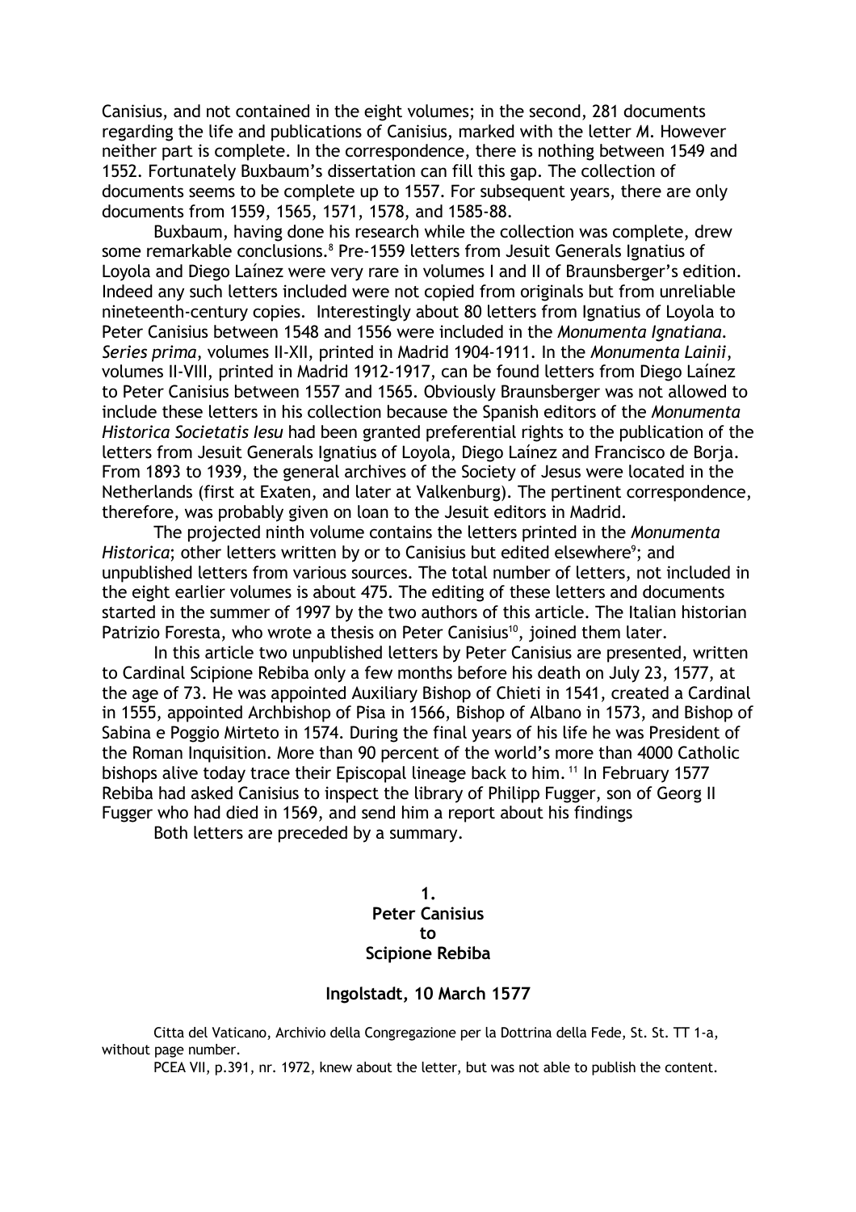Canisius, and not contained in the eight volumes; in the second, 281 documents regarding the life and publications of Canisius, marked with the letter *M*. However neither part is complete. In the correspondence, there is nothing between 1549 and 1552. Fortunately Buxbaum's dissertation can fill this gap. The collection of documents seems to be complete up to 1557. For subsequent years, there are only documents from 1559, 1565, 1571, 1578, and 1585-88.

Buxbaum, having done his research while the collection was complete, drew some remarkable conclusions.[8] Pre-1559 letters from Jesuit Generals Ignatius of Loyola and Diego Laínez were very rare in volumes I and II of Braunsberger's edition. Indeed any such letters included were not copied from originals but from unreliable nineteenth-century copies. Interestingly about 80 letters from Ignatius of Loyola to Peter Canisius between 1548 and 1556 were included in the *Monumenta Ignatiana. Series prima*, volumes II-XII, printed in Madrid 1904-1911. In the *Monumenta Lainii*, volumes II-VIII, printed in Madrid 1912-1917, can be found letters from Diego Laínez to Peter Canisius between 1557 and 1565. Obviously Braunsberger was not allowed to include these letters in his collection because the Spanish editors of the *Monumenta Historica Societatis Iesu* had been granted preferential rights to the publication of the letters from Jesuit Generals Ignatius of Loyola, Diego Laínez and Francisco de Borja. From 1893 to 1939, the general archives of the Society of Jesus were located in the Netherlands (first at Exaten, and later at Valkenburg). The pertinent correspondence, therefore, was probably given on loan to the Jesuit editors in Madrid.

The projected ninth volume contains the letters printed in the *Monumenta Historica*; other letters written by or to Canisius but edited elsewhere[9]; and unpublished letters from various sources. The total number of letters, not included in the eight earlier volumes is about 475. The editing of these letters and documents started in the summer of 1997 by the two authors of this article. The Italian historian Patrizio Foresta, who wrote a thesis on Peter Canisius[10], joined them later.

In this article two unpublished letters by Peter Canisius are presented, written to Cardinal Scipione Rebiba only a few months before his death on July 23, 1577, at the age of 73. He was appointed Auxiliary Bishop of Chieti in 1541, created a Cardinal in 1555, appointed Archbishop of Pisa in 1566, Bishop of Albano in 1573, and Bishop of Sabina e Poggio Mirteto in 1574. During the final years of his life he was President of the Roman Inquisition. More than 90 percent of the world's more than 4000 Catholic bishops alive today trace their Episcopal lineage back to him.[11] In February 1577 Rebiba had asked Canisius to inspect the library of Philipp Fugger, son of Georg II Fugger who had died in 1569, and send him a report about his findings

Both letters are preceded by a summary.

## 1.
## Peter Canisius
## to
## Scipione Rebiba

### Ingolstadt, 10 March 1577

Citta del Vaticano, Archivio della Congregazione per la Dottrina della Fede, St. St. TT 1-a, without page number.

PCEA VII, p.391, nr. 1972, knew about the letter, but was not able to publish the content.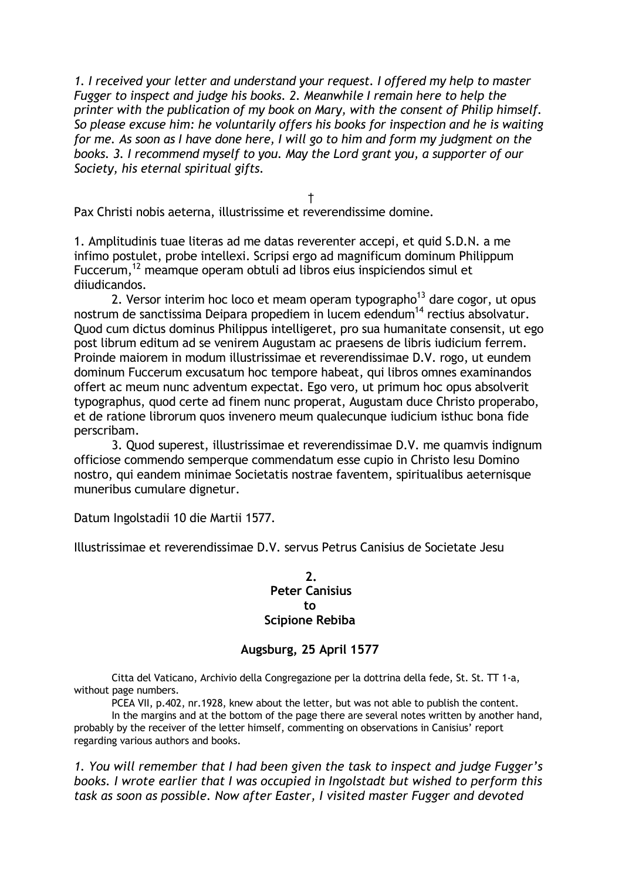*1. I received your letter and understand your request. I offered my help to master Fugger to inspect and judge his books. 2. Meanwhile I remain here to help the printer with the publication of my book on Mary, with the consent of Philip himself. So please excuse him: he voluntarily offers his books for inspection and he is waiting for me. As soon as I have done here, I will go to him and form my judgment on the books. 3. I recommend myself to you. May the Lord grant you, a supporter of our Society, his eternal spiritual gifts.*

†

Pax Christi nobis aeterna, illustrissime et reverendissime domine.

1. Amplitudinis tuae literas ad me datas reverenter accepi, et quid S.D.N. a me infimo postulet, probe intellexi. Scripsi ergo ad magnificum dominum Philippum Fuccerum,[12] meamque operam obtuli ad libros eius inspiciendos simul et diiudicandos.

2. Versor interim hoc loco et meam operam typographo[13] dare cogor, ut opus nostrum de sanctissima Deipara propediem in lucem edendum[14] rectius absolvatur. Quod cum dictus dominus Philippus intelligeret, pro sua humanitate consensit, ut ego post librum editum ad se venirem Augustam ac praesens de libris iudicium ferrem. Proinde maiorem in modum illustrissimae et reverendissimae D.V. rogo, ut eundem dominum Fuccerum excusatum hoc tempore habeat, qui libros omnes examinandos offert ac meum nunc adventum expectat. Ego vero, ut primum hoc opus absolverit typographus, quod certe ad finem nunc properat, Augustam duce Christo properabo, et de ratione librorum quos invenero meum qualecunque iudicium isthuc bona fide perscribam.

3. Quod superest, illustrissimae et reverendissimae D.V. me quamvis indignum officiose commendo semperque commendatum esse cupio in Christo Iesu Domino nostro, qui eandem minimae Societatis nostrae faventem, spiritualibus aeternisque muneribus cumulare dignetur.

Datum Ingolstadii 10 die Martii 1577.

Illustrissimae et reverendissimae D.V. servus Petrus Canisius de Societate Jesu

## 2.
## Peter Canisius
## to
## Scipione Rebiba

### Augsburg, 25 April 1577

Citta del Vaticano, Archivio della Congregazione per la dottrina della fede, St. St. TT 1-a, without page numbers.

PCEA VII, p.402, nr.1928, knew about the letter, but was not able to publish the content.

In the margins and at the bottom of the page there are several notes written by another hand, probably by the receiver of the letter himself, commenting on observations in Canisius' report regarding various authors and books.

*1. You will remember that I had been given the task to inspect and judge Fugger's books. I wrote earlier that I was occupied in Ingolstadt but wished to perform this task as soon as possible. Now after Easter, I visited master Fugger and devoted*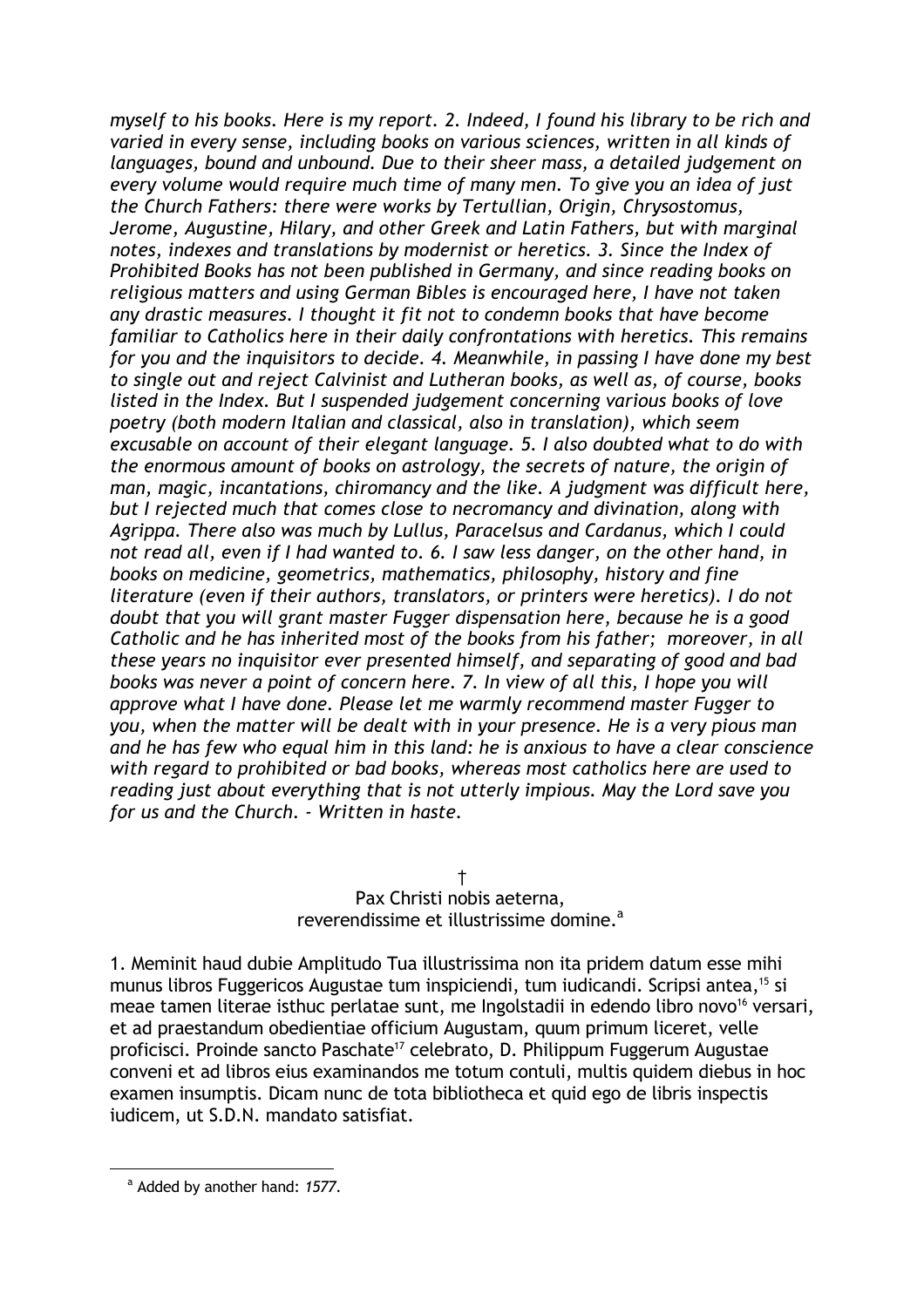*myself to his books. Here is my report. 2. Indeed, I found his library to be rich and varied in every sense, including books on various sciences, written in all kinds of languages, bound and unbound. Due to their sheer mass, a detailed judgement on every volume would require much time of many men. To give you an idea of just the Church Fathers: there were works by Tertullian, Origin, Chrysostomus, Jerome, Augustine, Hilary, and other Greek and Latin Fathers, but with marginal notes, indexes and translations by modernist or heretics. 3. Since the Index of Prohibited Books has not been published in Germany, and since reading books on religious matters and using German Bibles is encouraged here, I have not taken any drastic measures. I thought it fit not to condemn books that have become familiar to Catholics here in their daily confrontations with heretics. This remains for you and the inquisitors to decide. 4. Meanwhile, in passing I have done my best to single out and reject Calvinist and Lutheran books, as well as, of course, books listed in the Index. But I suspended judgement concerning various books of love poetry (both modern Italian and classical, also in translation), which seem excusable on account of their elegant language. 5. I also doubted what to do with the enormous amount of books on astrology, the secrets of nature, the origin of man, magic, incantations, chiromancy and the like. A judgment was difficult here, but I rejected much that comes close to necromancy and divination, along with Agrippa. There also was much by Lullus, Paracelsus and Cardanus, which I could not read all, even if I had wanted to. 6. I saw less danger, on the other hand, in books on medicine, geometrics, mathematics, philosophy, history and fine literature (even if their authors, translators, or printers were heretics). I do not doubt that you will grant master Fugger dispensation here, because he is a good Catholic and he has inherited most of the books from his father; moreover, in all these years no inquisitor ever presented himself, and separating of good and bad books was never a point of concern here. 7. In view of all this, I hope you will approve what I have done. Please let me warmly recommend master Fugger to you, when the matter will be dealt with in your presence. He is a very pious man and he has few who equal him in this land: he is anxious to have a clear conscience with regard to prohibited or bad books, whereas most catholics here are used to reading just about everything that is not utterly impious. May the Lord save you for us and the Church. - Written in haste.*

†
Pax Christi nobis aeterna,
reverendissime et illustrissime domine.[a]

1. Meminit haud dubie Amplitudo Tua illustrissima non ita pridem datum esse mihi munus libros Fuggericos Augustae tum inspiciendi, tum iudicandi. Scripsi antea,[15] si meae tamen literae isthuc perlatae sunt, me Ingolstadii in edendo libro novo[16] versari, et ad praestandum obedientiae officium Augustam, quum primum liceret, velle proficisci. Proinde sancto Paschate[17] celebrato, D. Philippum Fuggerum Augustae conveni et ad libros eius examinandos me totum contuli, multis quidem diebus in hoc examen insumptis. Dicam nunc de tota bibliotheca et quid ego de libris inspectis iudicem, ut S.D.N. mandato satisfiat.

[a] Added by another hand: *1577*.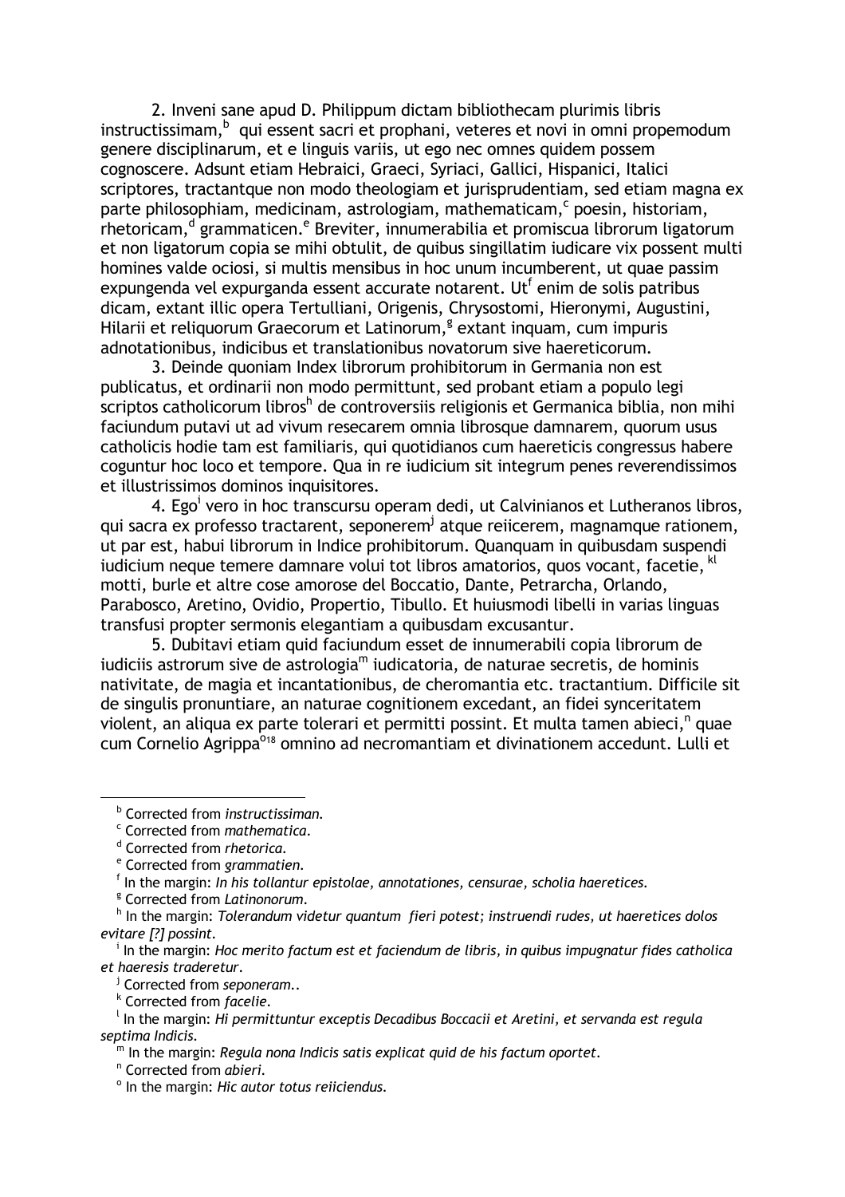2. Inveni sane apud D. Philippum dictam bibliothecam plurimis libris instructissimam,[b] qui essent sacri et prophani, veteres et novi in omni propemodum genere disciplinarum, et e linguis variis, ut ego nec omnes quidem possem cognoscere. Adsunt etiam Hebraici, Graeci, Syriaci, Gallici, Hispanici, Italici scriptores, tractantque non modo theologiam et jurisprudentiam, sed etiam magna ex parte philosophiam, medicinam, astrologiam, mathematicam,[c] poesin, historiam, rhetoricam,[d] grammaticen.[e] Breviter, innumerabilia et promiscua librorum ligatorum et non ligatorum copia se mihi obtulit, de quibus singillatim iudicare vix possent multi homines valde ociosi, si multis mensibus in hoc unum incumberent, ut quae passim expungenda vel expurganda essent accurate notarent. Ut[f] enim de solis patribus dicam, extant illic opera Tertulliani, Origenis, Chrysostomi, Hieronymi, Augustini, Hilarii et reliquorum Graecorum et Latinorum,[g] extant inquam, cum impuris adnotationibus, indicibus et translationibus novatorum sive haereticorum.

3. Deinde quoniam Index librorum prohibitorum in Germania non est publicatus, et ordinarii non modo permittunt, sed probant etiam a populo legi scriptos catholicorum libros[h] de controversiis religionis et Germanica biblia, non mihi faciundum putavi ut ad vivum resecarem omnia librosque damnarem, quorum usus catholicis hodie tam est familiaris, qui quotidianos cum haereticis congressus habere coguntur hoc loco et tempore. Qua in re iudicium sit integrum penes reverendissimos et illustrissimos dominos inquisitores.

4. Ego[i] vero in hoc transcursu operam dedi, ut Calvinianos et Lutheranos libros, qui sacra ex professo tractarent, seponerem[j] atque reiicerem, magnamque rationem, ut par est, habui librorum in Indice prohibitorum. Quanquam in quibusdam suspendi iudicium neque temere damnare volui tot libros amatorios, quos vocant, facetie,[kl] motti, burle et altre cose amorose del Boccatio, Dante, Petrarcha, Orlando, Parabosco, Aretino, Ovidio, Propertio, Tibullo. Et huiusmodi libelli in varias linguas transfusi propter sermonis elegantiam a quibusdam excusantur.

5. Dubitavi etiam quid faciundum esset de innumerabili copia librorum de iudiciis astrorum sive de astrologia[m] iudicatoria, de naturae secretis, de hominis nativitate, de magia et incantationibus, de cheromantia etc. tractantium. Difficile sit de singulis pronuntiare, an naturae cognitionem excedant, an fidei synceritatem violent, an aliqua ex parte tolerari et permitti possint. Et multa tamen abieci,[n] quae cum Cornelio Agrippa[o18] omnino ad necromantiam et divinationem accedunt. Lulli et

---

[b] Corrected from *instructissiman*.

[c] Corrected from *mathematica*.

[d] Corrected from *rhetorica*.

[e] Corrected from *grammatien*.

[f] In the margin: *In his tollantur epistolae, annotationes, censurae, scholia haeretices.*

[g] Corrected from *Latinonorum*.

[h] In the margin: *Tolerandum videtur quantum fieri potest; instruendi rudes, ut haeretices dolos evitare [?] possint.*

[i] In the margin: *Hoc merito factum est et faciendum de libris, in quibus impugnatur fides catholica et haeresis traderetur.*

[j] Corrected from *seponeram.*.

[k] Corrected from *facelie*.

[l] In the margin: *Hi permittuntur exceptis Decadibus Boccacii et Aretini, et servanda est regula septima Indicis.*

[m] In the margin: *Regula nona Indicis satis explicat quid de his factum oportet.*

[n] Corrected from *abieri*.

[o] In the margin: *Hic autor totus reiiciendus.*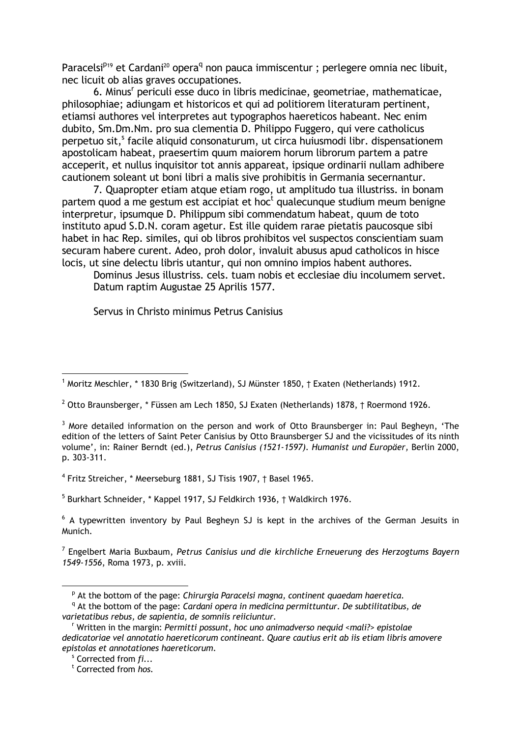Paracelsi[p][19] et Cardani[20] opera[q] non pauca immiscentur ; perlegere omnia nec libuit, nec licuit ob alias graves occupationes.

6. Minus[r] periculi esse duco in libris medicinae, geometriae, mathematicae, philosophiae; adiungam et historicos et qui ad politiorem literaturam pertinent, etiamsi authores vel interpretes aut typographos haereticos habeant. Nec enim dubito, Sm.Dm.Nm. pro sua clementia D. Philippo Fuggero, qui vere catholicus perpetuo sit,[s] facile aliquid consonaturum, ut circa huiusmodi libr. dispensationem apostolicam habeat, praesertim quum maiorem horum librorum partem a patre acceperit, et nullus inquisitor tot annis appareat, ipsique ordinarii nullam adhibere cautionem soleant ut boni libri a malis sive prohibitis in Germania secernantur.

7. Quapropter etiam atque etiam rogo, ut amplitudo tua illustriss. in bonam partem quod a me gestum est accipiat et hoc[t] qualecunque studium meum benigne interpretur, ipsumque D. Philippum sibi commendatum habeat, quum de toto instituto apud S.D.N. coram agetur. Est ille quidem rarae pietatis paucosque sibi habet in hac Rep. similes, qui ob libros prohibitos vel suspectos conscientiam suam securam habere curent. Adeo, proh dolor, invaluit abusus apud catholicos in hisce locis, ut sine delectu libris utantur, qui non omnino impios habent authores.

Dominus Jesus illustriss. cels. tuam nobis et ecclesiae diu incolumem servet. Datum raptim Augustae 25 Aprilis 1577.

Servus in Christo minimus Petrus Canisius

---

[1] Moritz Meschler, * 1830 Brig (Switzerland), SJ Münster 1850, † Exaten (Netherlands) 1912.

[2] Otto Braunsberger, * Füssen am Lech 1850, SJ Exaten (Netherlands) 1878, † Roermond 1926.

[3] More detailed information on the person and work of Otto Braunsberger in: Paul Begheyn, 'The edition of the letters of Saint Peter Canisius by Otto Braunsberger SJ and the vicissitudes of its ninth volume', in: Rainer Berndt (ed.), *Petrus Canisius (1521-1597). Humanist und Europäer,* Berlin 2000, p. 303-311.

[4] Fritz Streicher, * Meerseburg 1881, SJ Tisis 1907, † Basel 1965.

[5] Burkhart Schneider, * Kappel 1917, SJ Feldkirch 1936, † Waldkirch 1976.

[6] A typewritten inventory by Paul Begheyn SJ is kept in the archives of the German Jesuits in Munich.

[7] Engelbert Maria Buxbaum, *Petrus Canisius und die kirchliche Erneuerung des Herzogtums Bayern 1549-1556*, Roma 1973, p. xviii.

---

[p] At the bottom of the page: *Chirurgia Paracelsi magna, continent quaedam haeretica.*

[q] At the bottom of the page: *Cardani opera in medicina permittuntur. De subtilitatibus, de varietatibus rebus, de sapientia, de somniis reiiciuntur.*

[r] Written in the margin: *Permitti possunt, hoc uno animadverso nequid <mali?> epistolae dedicatoriae vel annotatio haereticorum contineant. Quare cautius erit ab iis etiam libris amovere epistolas et annotationes haereticorum.*

[s] Corrected from *fi...*

[t] Corrected from *hos.*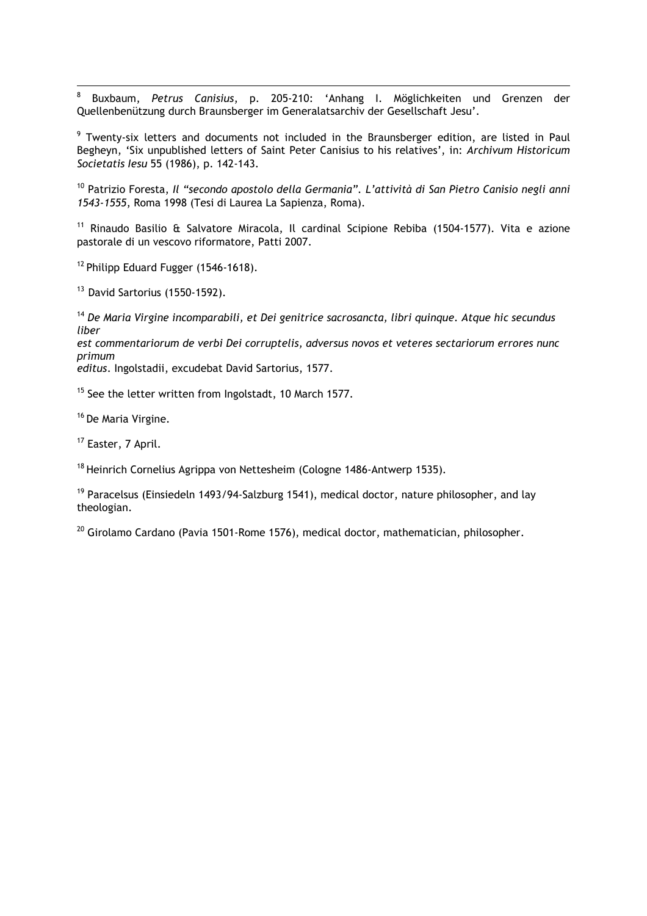[8] Buxbaum, *Petrus Canisius*, p. 205-210: 'Anhang I. Möglichkeiten und Grenzen der Quellenbenützung durch Braunsberger im Generalatsarchiv der Gesellschaft Jesu'.

[9] Twenty-six letters and documents not included in the Braunsberger edition, are listed in Paul Begheyn, 'Six unpublished letters of Saint Peter Canisius to his relatives', in: *Archivum Historicum Societatis Iesu* 55 (1986), p. 142-143.

[10] Patrizio Foresta, *Il "secondo apostolo della Germania". L'attività di San Pietro Canisio negli anni 1543-1555*, Roma 1998 (Tesi di Laurea La Sapienza, Roma).

[11] Rinaudo Basilio & Salvatore Miracola, Il cardinal Scipione Rebiba (1504-1577). Vita e azione pastorale di un vescovo riformatore, Patti 2007.

[12] Philipp Eduard Fugger (1546-1618).

[13] David Sartorius (1550-1592).

[14] *De Maria Virgine incomparabili, et Dei genitrice sacrosancta, libri quinque. Atque hic secundus liber est commentariorum de verbi Dei corruptelis, adversus novos et veteres sectariorum errores nunc primum editus*. Ingolstadii, excudebat David Sartorius, 1577.

[15] See the letter written from Ingolstadt, 10 March 1577.

[16] De Maria Virgine.

[17] Easter, 7 April.

[18] Heinrich Cornelius Agrippa von Nettesheim (Cologne 1486-Antwerp 1535).

[19] Paracelsus (Einsiedeln 1493/94-Salzburg 1541), medical doctor, nature philosopher, and lay theologian.

[20] Girolamo Cardano (Pavia 1501-Rome 1576), medical doctor, mathematician, philosopher.